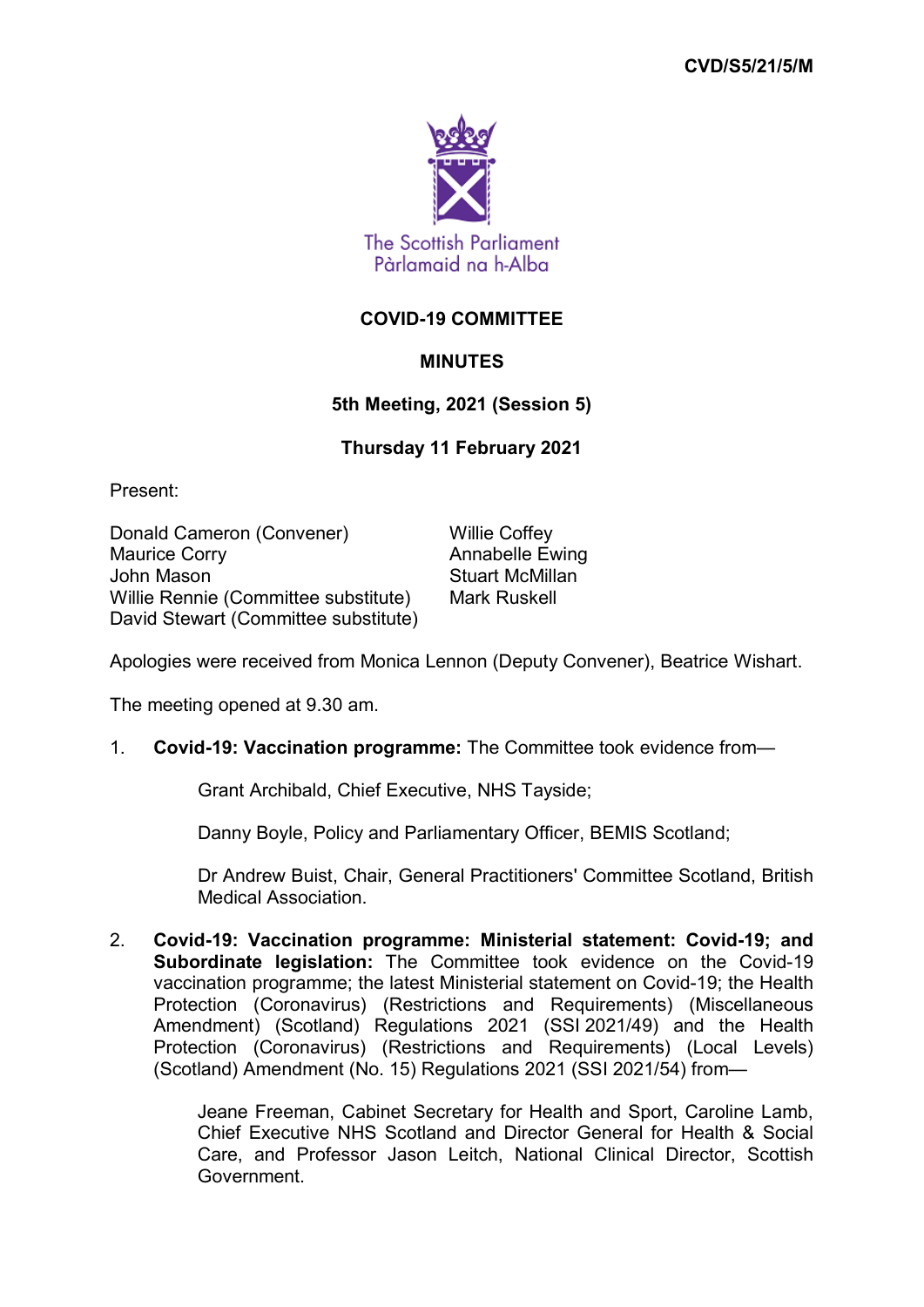CVD/S5/21/5/M

The Scottish Parliament
Pàrlamaid na h-Alba

# COVID-19 COMMITTEE

## MINUTES

### 5th Meeting, 2021 (Session 5)

### Thursday 11 February 2021

Present:

Donald Cameron (Convener)
Willie Coffey
Maurice Corry
Annabelle Ewing
John Mason
Stuart McMillan
Willie Rennie (Committee substitute)
Mark Ruskell
David Stewart (Committee substitute)

Apologies were received from Monica Lennon (Deputy Convener), Beatrice Wishart.

The meeting opened at 9.30 am.

1. **Covid-19: Vaccination programme:** The Committee took evidence from—

   Grant Archibald, Chief Executive, NHS Tayside;

   Danny Boyle, Policy and Parliamentary Officer, BEMIS Scotland;

   Dr Andrew Buist, Chair, General Practitioners' Committee Scotland, British Medical Association.

2. **Covid-19: Vaccination programme: Ministerial statement: Covid-19; and Subordinate legislation:** The Committee took evidence on the Covid-19 vaccination programme; the latest Ministerial statement on Covid-19; the Health Protection (Coronavirus) (Restrictions and Requirements) (Miscellaneous Amendment) (Scotland) Regulations 2021 (SSI 2021/49) and the Health Protection (Coronavirus) (Restrictions and Requirements) (Local Levels) (Scotland) Amendment (No. 15) Regulations 2021 (SSI 2021/54) from—

   Jeane Freeman, Cabinet Secretary for Health and Sport, Caroline Lamb, Chief Executive NHS Scotland and Director General for Health & Social Care, and Professor Jason Leitch, National Clinical Director, Scottish Government.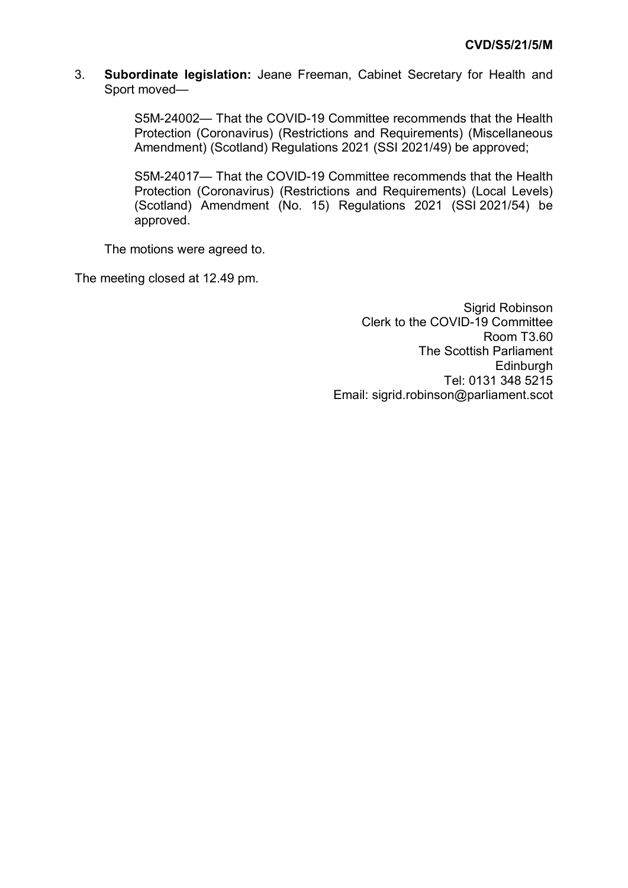3. **Subordinate legislation:** Jeane Freeman, Cabinet Secretary for Health and Sport moved—

   S5M-24002— That the COVID-19 Committee recommends that the Health Protection (Coronavirus) (Restrictions and Requirements) (Miscellaneous Amendment) (Scotland) Regulations 2021 (SSI 2021/49) be approved;

   S5M-24017— That the COVID-19 Committee recommends that the Health Protection (Coronavirus) (Restrictions and Requirements) (Local Levels) (Scotland) Amendment (No. 15) Regulations 2021 (SSI 2021/54) be approved.

   The motions were agreed to.

The meeting closed at 12.49 pm.

Sigrid Robinson
Clerk to the COVID-19 Committee
Room T3.60
The Scottish Parliament
Edinburgh
Tel: 0131 348 5215
Email: sigrid.robinson@parliament.scot